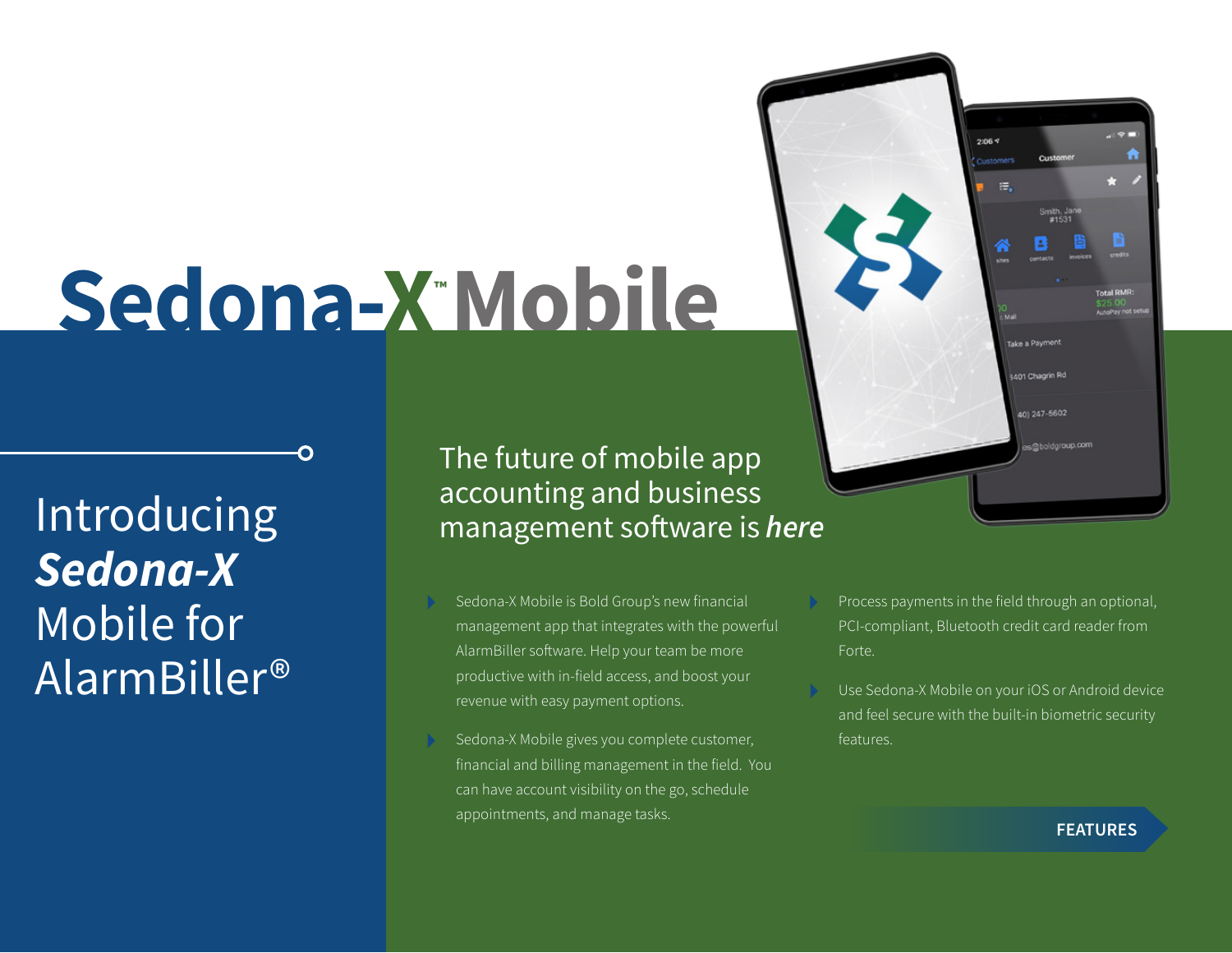# Sedona-X™ Mobile

## Introducing ***Sedona-X*** Mobile for AlarmBiller®

### The future of mobile app accounting and business management software is ***here***

- Sedona-X Mobile is Bold Group's new financial management app that integrates with the powerful AlarmBiller software. Help your team be more productive with in-field access, and boost your revenue with easy payment options.
- Sedona-X Mobile gives you complete customer, financial and billing management in the field. You can have account visibility on the go, schedule appointments, and manage tasks.
- Process payments in the field through an optional, PCI-compliant, Bluetooth credit card reader from Forte.
- Use Sedona-X Mobile on your iOS or Android device and feel secure with the built-in biometric security features.

**FEATURES**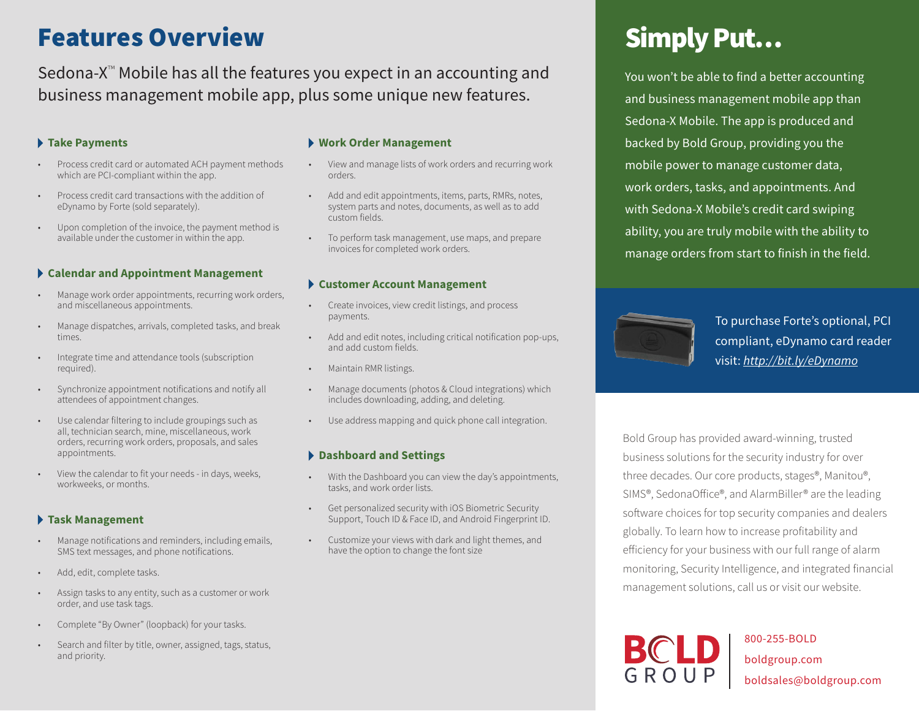# Features Overview

Sedona-X™ Mobile has all the features you expect in an accounting and business management mobile app, plus some unique new features.

### Take Payments

- Process credit card or automated ACH payment methods which are PCI-compliant within the app.
- Process credit card transactions with the addition of eDynamo by Forte (sold separately).
- Upon completion of the invoice, the payment method is available under the customer in within the app.

### Calendar and Appointment Management

- Manage work order appointments, recurring work orders, and miscellaneous appointments.
- Manage dispatches, arrivals, completed tasks, and break times.
- Integrate time and attendance tools (subscription required).
- Synchronize appointment notifications and notify all attendees of appointment changes.
- Use calendar filtering to include groupings such as all, technician search, mine, miscellaneous, work orders, recurring work orders, proposals, and sales appointments.
- View the calendar to fit your needs - in days, weeks, workweeks, or months.

### Task Management

- Manage notifications and reminders, including emails, SMS text messages, and phone notifications.
- Add, edit, complete tasks.
- Assign tasks to any entity, such as a customer or work order, and use task tags.
- Complete "By Owner" (loopback) for your tasks.
- Search and filter by title, owner, assigned, tags, status, and priority.

### Work Order Management

- View and manage lists of work orders and recurring work orders.
- Add and edit appointments, items, parts, RMRs, notes, system parts and notes, documents, as well as to add custom fields.
- To perform task management, use maps, and prepare invoices for completed work orders.

### Customer Account Management

- Create invoices, view credit listings, and process payments.
- Add and edit notes, including critical notification pop-ups, and add custom fields.
- Maintain RMR listings.
- Manage documents (photos & Cloud integrations) which includes downloading, adding, and deleting.
- Use address mapping and quick phone call integration.

### Dashboard and Settings

- With the Dashboard you can view the day's appointments, tasks, and work order lists.
- Get personalized security with iOS Biometric Security Support, Touch ID & Face ID, and Android Fingerprint ID.
- Customize your views with dark and light themes, and have the option to change the font size

# Simply Put…

You won't be able to find a better accounting and business management mobile app than Sedona-X Mobile. The app is produced and backed by Bold Group, providing you the mobile power to manage customer data, work orders, tasks, and appointments. And with Sedona-X Mobile's credit card swiping ability, you are truly mobile with the ability to manage orders from start to finish in the field.

To purchase Forte's optional, PCI compliant, eDynamo card reader visit: *http://bit.ly/eDynamo*

Bold Group has provided award-winning, trusted business solutions for the security industry for over three decades. Our core products, stages®, Manitou®, SIMS®, SedonaOffice®, and AlarmBiller® are the leading software choices for top security companies and dealers globally. To learn how to increase profitability and efficiency for your business with our full range of alarm monitoring, Security Intelligence, and integrated financial management solutions, call us or visit our website.

BOLD GROUP

800-255-BOLD
boldgroup.com
boldsales@boldgroup.com